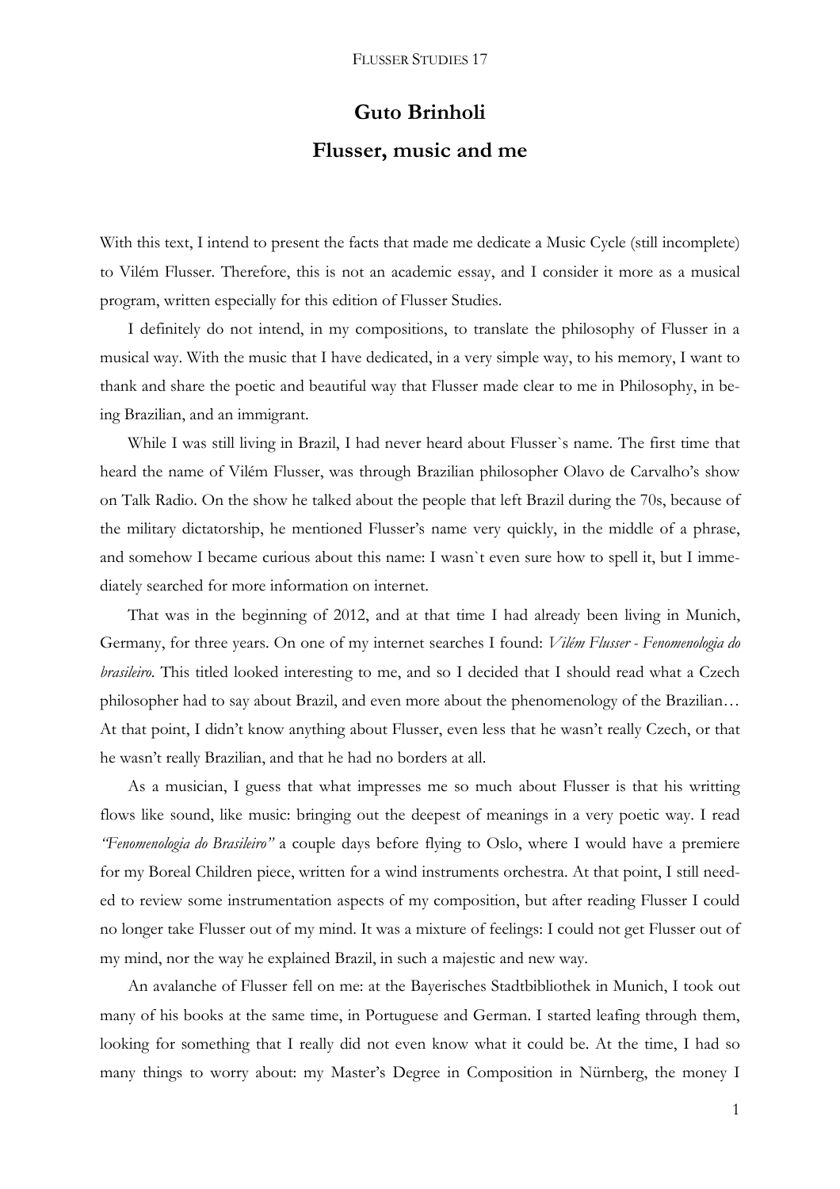# Guto Brinholi

## Flusser, music and me

With this text, I intend to present the facts that made me dedicate a Music Cycle (still incomplete) to Vilém Flusser. Therefore, this is not an academic essay, and I consider it more as a musical program, written especially for this edition of Flusser Studies.

I definitely do not intend, in my compositions, to translate the philosophy of Flusser in a musical way. With the music that I have dedicated, in a very simple way, to his memory, I want to thank and share the poetic and beautiful way that Flusser made clear to me in Philosophy, in being Brazilian, and an immigrant.

While I was still living in Brazil, I had never heard about Flusser`s name. The first time that heard the name of Vilém Flusser, was through Brazilian philosopher Olavo de Carvalho's show on Talk Radio. On the show he talked about the people that left Brazil during the 70s, because of the military dictatorship, he mentioned Flusser's name very quickly, in the middle of a phrase, and somehow I became curious about this name: I wasn`t even sure how to spell it, but I immediately searched for more information on internet.

That was in the beginning of 2012, and at that time I had already been living in Munich, Germany, for three years. On one of my internet searches I found: *Vilém Flusser - Fenomenologia do brasileiro*. This titled looked interesting to me, and so I decided that I should read what a Czech philosopher had to say about Brazil, and even more about the phenomenology of the Brazilian… At that point, I didn't know anything about Flusser, even less that he wasn't really Czech, or that he wasn't really Brazilian, and that he had no borders at all.

As a musician, I guess that what impresses me so much about Flusser is that his writting flows like sound, like music: bringing out the deepest of meanings in a very poetic way. I read *"Fenomenologia do Brasileiro"* a couple days before flying to Oslo, where I would have a premiere for my Boreal Children piece, written for a wind instruments orchestra. At that point, I still needed to review some instrumentation aspects of my composition, but after reading Flusser I could no longer take Flusser out of my mind. It was a mixture of feelings: I could not get Flusser out of my mind, nor the way he explained Brazil, in such a majestic and new way.

An avalanche of Flusser fell on me: at the Bayerisches Stadtbibliothek in Munich, I took out many of his books at the same time, in Portuguese and German. I started leafing through them, looking for something that I really did not even know what it could be. At the time, I had so many things to worry about: my Master's Degree in Composition in Nürnberg, the money I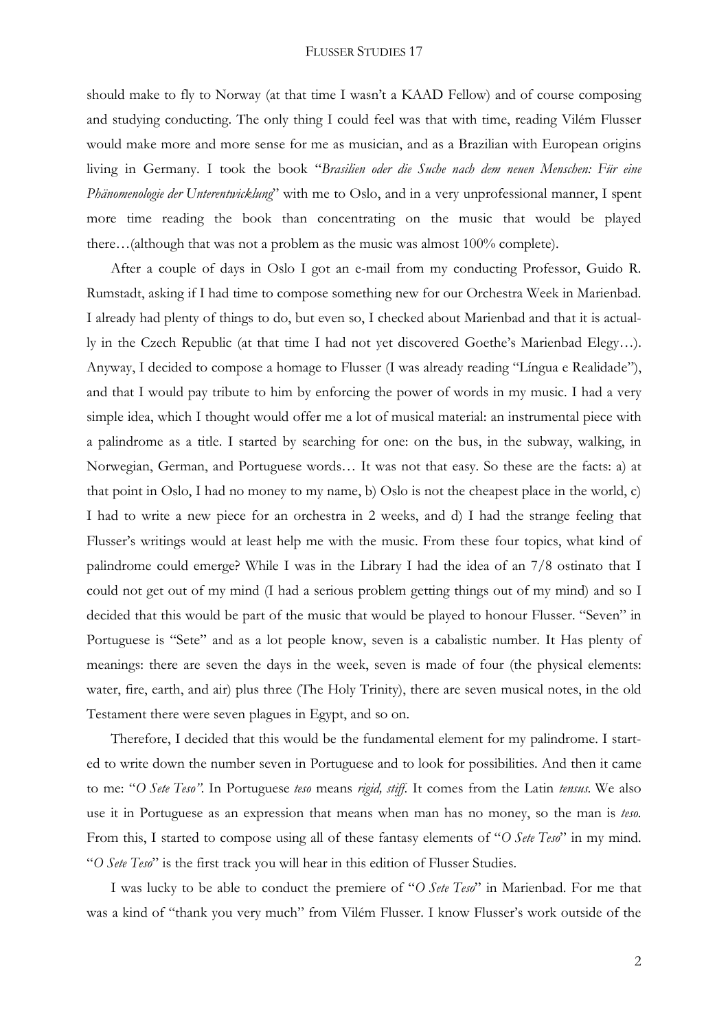should make to fly to Norway (at that time I wasn't a KAAD Fellow) and of course composing and studying conducting. The only thing I could feel was that with time, reading Vilém Flusser would make more and more sense for me as musician, and as a Brazilian with European origins living in Germany. I took the book "*Brasilien oder die Suche nach dem neuen Menschen: Für eine Phänomenologie der Unterentwicklung*" with me to Oslo, and in a very unprofessional manner, I spent more time reading the book than concentrating on the music that would be played there…(although that was not a problem as the music was almost 100% complete).

After a couple of days in Oslo I got an e-mail from my conducting Professor, Guido R. Rumstadt, asking if I had time to compose something new for our Orchestra Week in Marienbad. I already had plenty of things to do, but even so, I checked about Marienbad and that it is actually in the Czech Republic (at that time I had not yet discovered Goethe's Marienbad Elegy…). Anyway, I decided to compose a homage to Flusser (I was already reading "Língua e Realidade"), and that I would pay tribute to him by enforcing the power of words in my music. I had a very simple idea, which I thought would offer me a lot of musical material: an instrumental piece with a palindrome as a title. I started by searching for one: on the bus, in the subway, walking, in Norwegian, German, and Portuguese words… It was not that easy. So these are the facts: a) at that point in Oslo, I had no money to my name, b) Oslo is not the cheapest place in the world, c) I had to write a new piece for an orchestra in 2 weeks, and d) I had the strange feeling that Flusser's writings would at least help me with the music. From these four topics, what kind of palindrome could emerge? While I was in the Library I had the idea of an 7/8 ostinato that I could not get out of my mind (I had a serious problem getting things out of my mind) and so I decided that this would be part of the music that would be played to honour Flusser. "Seven" in Portuguese is "Sete" and as a lot people know, seven is a cabalistic number. It Has plenty of meanings: there are seven the days in the week, seven is made of four (the physical elements: water, fire, earth, and air) plus three (The Holy Trinity), there are seven musical notes, in the old Testament there were seven plagues in Egypt, and so on.

Therefore, I decided that this would be the fundamental element for my palindrome. I started to write down the number seven in Portuguese and to look for possibilities. And then it came to me: "*O Sete Teso"*. In Portuguese *teso* means *rigid, stiff*. It comes from the Latin *tensus*. We also use it in Portuguese as an expression that means when man has no money, so the man is *teso*. From this, I started to compose using all of these fantasy elements of "*O Sete Teso*" in my mind. "*O Sete Teso*" is the first track you will hear in this edition of Flusser Studies.

I was lucky to be able to conduct the premiere of "*O Sete Teso*" in Marienbad. For me that was a kind of "thank you very much" from Vilém Flusser. I know Flusser's work outside of the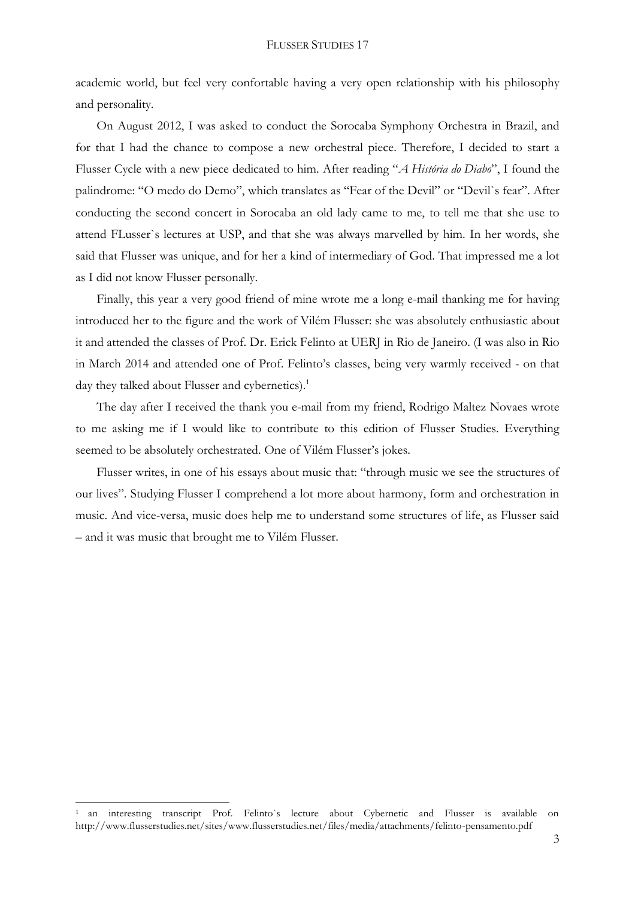academic world, but feel very confortable having a very open relationship with his philosophy and personality.

On August 2012, I was asked to conduct the Sorocaba Symphony Orchestra in Brazil, and for that I had the chance to compose a new orchestral piece. Therefore, I decided to start a Flusser Cycle with a new piece dedicated to him. After reading "*A História do Diabo*", I found the palindrome: "O medo do Demo", which translates as "Fear of the Devil" or "Devil`s fear". After conducting the second concert in Sorocaba an old lady came to me, to tell me that she use to attend FLusser`s lectures at USP, and that she was always marvelled by him. In her words, she said that Flusser was unique, and for her a kind of intermediary of God. That impressed me a lot as I did not know Flusser personally.

Finally, this year a very good friend of mine wrote me a long e-mail thanking me for having introduced her to the figure and the work of Vilém Flusser: she was absolutely enthusiastic about it and attended the classes of Prof. Dr. Erick Felinto at UERJ in Rio de Janeiro. (I was also in Rio in March 2014 and attended one of Prof. Felinto's classes, being very warmly received - on that day they talked about Flusser and cybernetics).[1]

The day after I received the thank you e-mail from my friend, Rodrigo Maltez Novaes wrote to me asking me if I would like to contribute to this edition of Flusser Studies. Everything seemed to be absolutely orchestrated. One of Vilém Flusser's jokes.

Flusser writes, in one of his essays about music that: "through music we see the structures of our lives". Studying Flusser I comprehend a lot more about harmony, form and orchestration in music. And vice-versa, music does help me to understand some structures of life, as Flusser said – and it was music that brought me to Vilém Flusser.

---

[1] an interesting transcript Prof. Felinto`s lecture about Cybernetic and Flusser is available on http://www.flusserstudies.net/sites/www.flusserstudies.net/files/media/attachments/felinto-pensamento.pdf